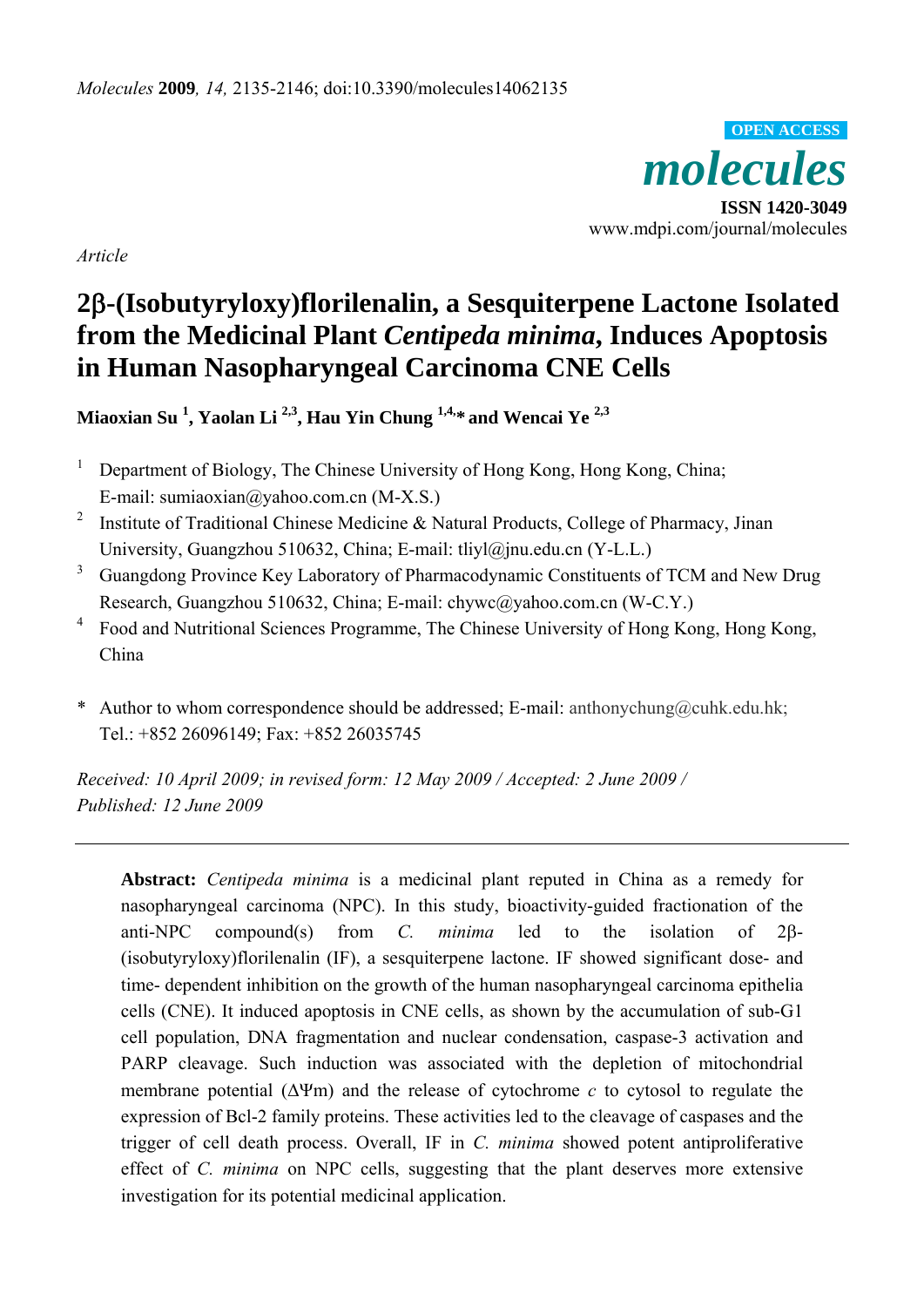*Article*

# 2β-(Isobutyryloxy)florilenalin, a Sesquiterpene Lactone Isolated from the Medicinal Plant *Centipeda minima*, Induces Apoptosis in Human Nasopharyngeal Carcinoma CNE Cells

**Miaoxian Su [1], Yaolan Li [2,3], Hau Yin Chung [1,4,*] and Wencai Ye [2,3]**

1. Department of Biology, The Chinese University of Hong Kong, Hong Kong, China; E-mail: sumiaoxian@yahoo.com.cn (M-X.S.)
2. Institute of Traditional Chinese Medicine & Natural Products, College of Pharmacy, Jinan University, Guangzhou 510632, China; E-mail: tliyl@jnu.edu.cn (Y-L.L.)
3. Guangdong Province Key Laboratory of Pharmacodynamic Constituents of TCM and New Drug Research, Guangzhou 510632, China; E-mail: chywc@yahoo.com.cn (W-C.Y.)
4. Food and Nutritional Sciences Programme, The Chinese University of Hong Kong, Hong Kong, China

\* Author to whom correspondence should be addressed; E-mail: anthonychung@cuhk.edu.hk; Tel.: +852 26096149; Fax: +852 26035745

*Received: 10 April 2009; in revised form: 12 May 2009 / Accepted: 2 June 2009 / Published: 12 June 2009*

---

**Abstract:** *Centipeda minima* is a medicinal plant reputed in China as a remedy for nasopharyngeal carcinoma (NPC). In this study, bioactivity-guided fractionation of the anti-NPC compound(s) from *C. minima* led to the isolation of 2β-(isobutyryloxy)florilenalin (IF), a sesquiterpene lactone. IF showed significant dose- and time- dependent inhibition on the growth of the human nasopharyngeal carcinoma epithelia cells (CNE). It induced apoptosis in CNE cells, as shown by the accumulation of sub-G1 cell population, DNA fragmentation and nuclear condensation, caspase-3 activation and PARP cleavage. Such induction was associated with the depletion of mitochondrial membrane potential ($\Delta\Psi m$) and the release of cytochrome *c* to cytosol to regulate the expression of Bcl-2 family proteins. These activities led to the cleavage of caspases and the trigger of cell death process. Overall, IF in *C. minima* showed potent antiproliferative effect of *C. minima* on NPC cells, suggesting that the plant deserves more extensive investigation for its potential medicinal application.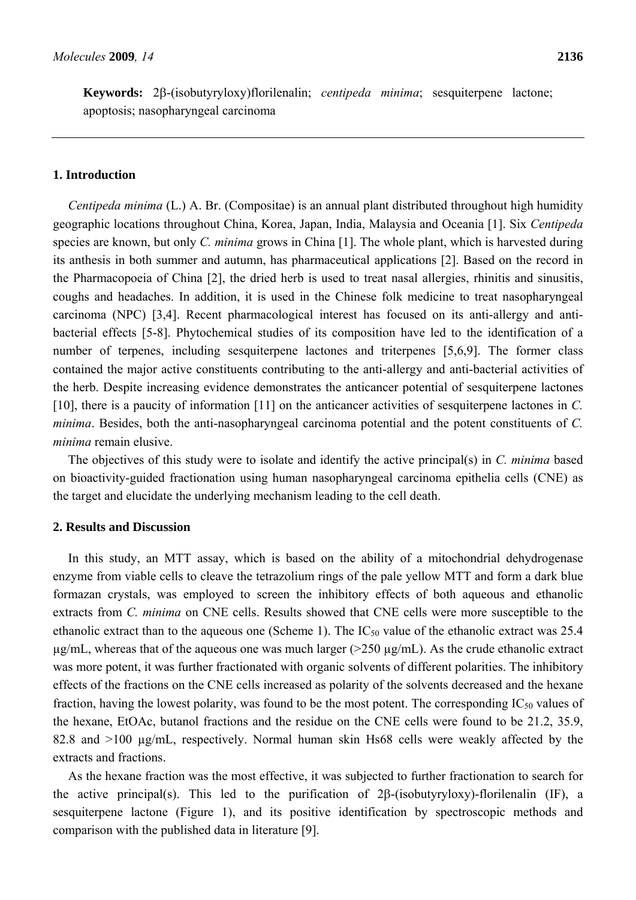**Keywords:** 2β-(isobutyryloxy)florilenalin; *centipeda minima*; sesquiterpene lactone; apoptosis; nasopharyngeal carcinoma

## 1. Introduction

*Centipeda minima* (L.) A. Br. (Compositae) is an annual plant distributed throughout high humidity geographic locations throughout China, Korea, Japan, India, Malaysia and Oceania [1]. Six *Centipeda* species are known, but only *C. minima* grows in China [1]. The whole plant, which is harvested during its anthesis in both summer and autumn, has pharmaceutical applications [2]. Based on the record in the Pharmacopoeia of China [2], the dried herb is used to treat nasal allergies, rhinitis and sinusitis, coughs and headaches. In addition, it is used in the Chinese folk medicine to treat nasopharyngeal carcinoma (NPC) [3,4]. Recent pharmacological interest has focused on its anti-allergy and anti-bacterial effects [5-8]. Phytochemical studies of its composition have led to the identification of a number of terpenes, including sesquiterpene lactones and triterpenes [5,6,9]. The former class contained the major active constituents contributing to the anti-allergy and anti-bacterial activities of the herb. Despite increasing evidence demonstrates the anticancer potential of sesquiterpene lactones [10], there is a paucity of information [11] on the anticancer activities of sesquiterpene lactones in *C. minima*. Besides, both the anti-nasopharyngeal carcinoma potential and the potent constituents of *C. minima* remain elusive.

The objectives of this study were to isolate and identify the active principal(s) in *C. minima* based on bioactivity-guided fractionation using human nasopharyngeal carcinoma epithelia cells (CNE) as the target and elucidate the underlying mechanism leading to the cell death.

## 2. Results and Discussion

In this study, an MTT assay, which is based on the ability of a mitochondrial dehydrogenase enzyme from viable cells to cleave the tetrazolium rings of the pale yellow MTT and form a dark blue formazan crystals, was employed to screen the inhibitory effects of both aqueous and ethanolic extracts from *C. minima* on CNE cells. Results showed that CNE cells were more susceptible to the ethanolic extract than to the aqueous one (Scheme 1). The $IC_{50}$ value of the ethanolic extract was 25.4 μg/mL, whereas that of the aqueous one was much larger (>250 μg/mL). As the crude ethanolic extract was more potent, it was further fractionated with organic solvents of different polarities. The inhibitory effects of the fractions on the CNE cells increased as polarity of the solvents decreased and the hexane fraction, having the lowest polarity, was found to be the most potent. The corresponding $IC_{50}$ values of the hexane, EtOAc, butanol fractions and the residue on the CNE cells were found to be 21.2, 35.9, 82.8 and >100 μg/mL, respectively. Normal human skin Hs68 cells were weakly affected by the extracts and fractions.

As the hexane fraction was the most effective, it was subjected to further fractionation to search for the active principal(s). This led to the purification of 2β-(isobutyryloxy)-florilenalin (IF), a sesquiterpene lactone (Figure 1), and its positive identification by spectroscopic methods and comparison with the published data in literature [9].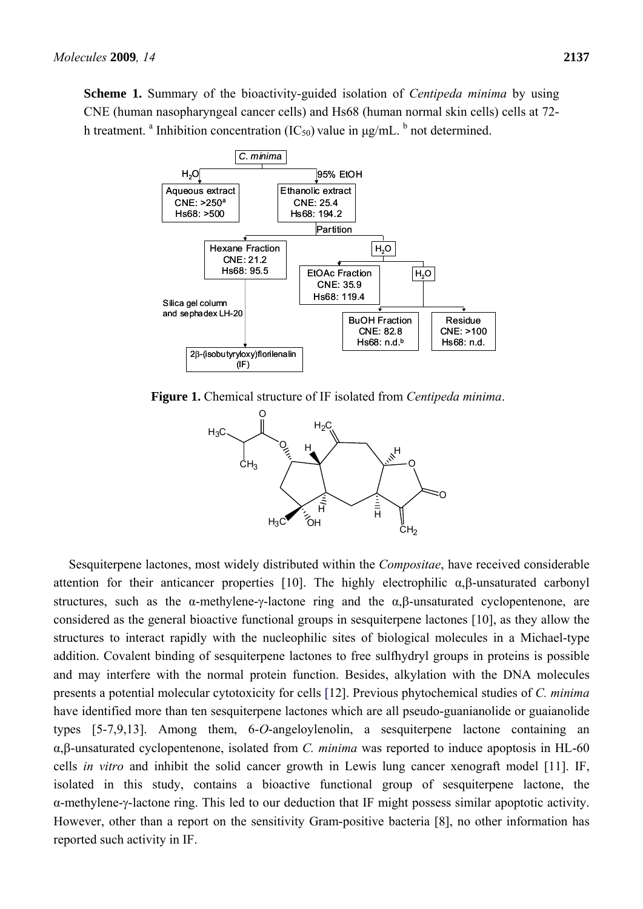**Scheme 1.** Summary of the bioactivity-guided isolation of *Centipeda minima* by using CNE (human nasopharyngeal cancer cells) and Hs68 (human normal skin cells) cells at 72-h treatment. [a] Inhibition concentration ($IC_{50}$) value in μg/mL. [b] not determined.

**Figure 1.** Chemical structure of IF isolated from *Centipeda minima*.

Sesquiterpene lactones, most widely distributed within the *Compositae*, have received considerable attention for their anticancer properties [10]. The highly electrophilic α,β-unsaturated carbonyl structures, such as the α-methylene-γ-lactone ring and the α,β-unsaturated cyclopentenone, are considered as the general bioactive functional groups in sesquiterpene lactones [10], as they allow the structures to interact rapidly with the nucleophilic sites of biological molecules in a Michael-type addition. Covalent binding of sesquiterpene lactones to free sulfhydryl groups in proteins is possible and may interfere with the normal protein function. Besides, alkylation with the DNA molecules presents a potential molecular cytotoxicity for cells [12]. Previous phytochemical studies of *C. minima* have identified more than ten sesquiterpene lactones which are all pseudo-guanianolide or guaianolide types [5-7,9,13]. Among them, 6-*O*-angeloylenolin, a sesquiterpene lactone containing an α,β-unsaturated cyclopentenone, isolated from *C. minima* was reported to induce apoptosis in HL-60 cells *in vitro* and inhibit the solid cancer growth in Lewis lung cancer xenograft model [11]. IF, isolated in this study, contains a bioactive functional group of sesquiterpene lactone, the α-methylene-γ-lactone ring. This led to our deduction that IF might possess similar apoptotic activity. However, other than a report on the sensitivity Gram-positive bacteria [8], no other information has reported such activity in IF.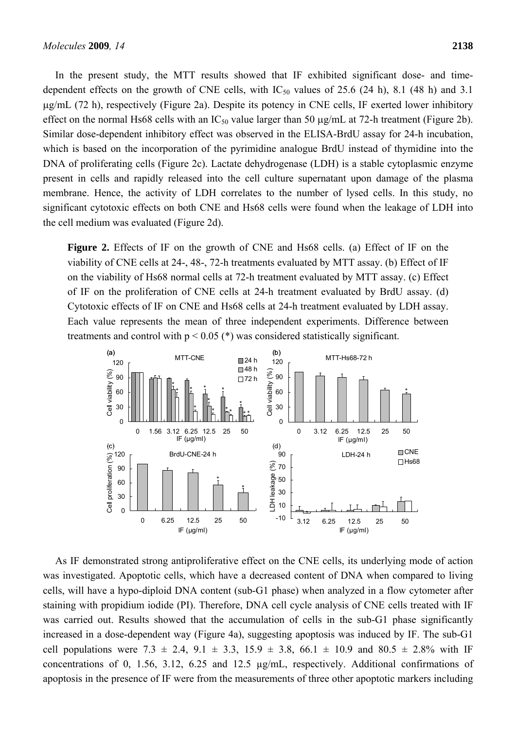In the present study, the MTT results showed that IF exhibited significant dose- and time-dependent effects on the growth of CNE cells, with $IC_{50}$ values of 25.6 (24 h), 8.1 (48 h) and 3.1 μg/mL (72 h), respectively (Figure 2a). Despite its potency in CNE cells, IF exerted lower inhibitory effect on the normal Hs68 cells with an $IC_{50}$ value larger than 50 μg/mL at 72-h treatment (Figure 2b). Similar dose-dependent inhibitory effect was observed in the ELISA-BrdU assay for 24-h incubation, which is based on the incorporation of the pyrimidine analogue BrdU instead of thymidine into the DNA of proliferating cells (Figure 2c). Lactate dehydrogenase (LDH) is a stable cytoplasmic enzyme present in cells and rapidly released into the cell culture supernatant upon damage of the plasma membrane. Hence, the activity of LDH correlates to the number of lysed cells. In this study, no significant cytotoxic effects on both CNE and Hs68 cells were found when the leakage of LDH into the cell medium was evaluated (Figure 2d).

**Figure 2.** Effects of IF on the growth of CNE and Hs68 cells. (a) Effect of IF on the viability of CNE cells at 24-, 48-, 72-h treatments evaluated by MTT assay. (b) Effect of IF on the viability of Hs68 normal cells at 72-h treatment evaluated by MTT assay. (c) Effect of IF on the proliferation of CNE cells at 24-h treatment evaluated by BrdU assay. (d) Cytotoxic effects of IF on CNE and Hs68 cells at 24-h treatment evaluated by LDH assay. Each value represents the mean of three independent experiments. Difference between treatments and control with $p < 0.05$ (*) was considered statistically significant.

As IF demonstrated strong antiproliferative effect on the CNE cells, its underlying mode of action was investigated. Apoptotic cells, which have a decreased content of DNA when compared to living cells, will have a hypo-diploid DNA content (sub-G1 phase) when analyzed in a flow cytometer after staining with propidium iodide (PI). Therefore, DNA cell cycle analysis of CNE cells treated with IF was carried out. Results showed that the accumulation of cells in the sub-G1 phase significantly increased in a dose-dependent way (Figure 4a), suggesting apoptosis was induced by IF. The sub-G1 cell populations were 7.3 ± 2.4, 9.1 ± 3.3, 15.9 ± 3.8, 66.1 ± 10.9 and 80.5 ± 2.8% with IF concentrations of 0, 1.56, 3.12, 6.25 and 12.5 μg/mL, respectively. Additional confirmations of apoptosis in the presence of IF were from the measurements of three other apoptotic markers including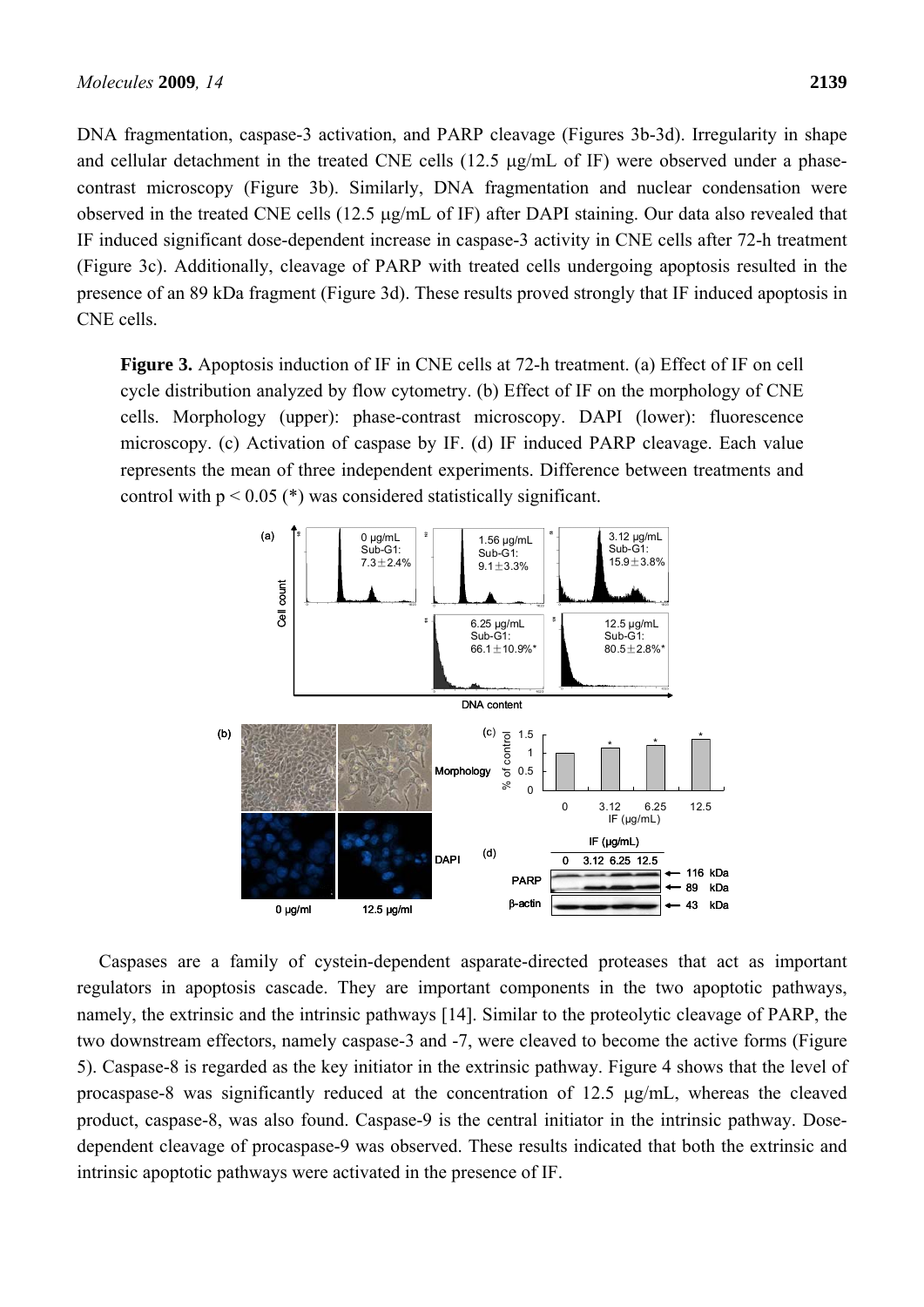DNA fragmentation, caspase-3 activation, and PARP cleavage (Figures 3b-3d). Irregularity in shape and cellular detachment in the treated CNE cells (12.5 μg/mL of IF) were observed under a phase-contrast microscopy (Figure 3b). Similarly, DNA fragmentation and nuclear condensation were observed in the treated CNE cells (12.5 μg/mL of IF) after DAPI staining. Our data also revealed that IF induced significant dose-dependent increase in caspase-3 activity in CNE cells after 72-h treatment (Figure 3c). Additionally, cleavage of PARP with treated cells undergoing apoptosis resulted in the presence of an 89 kDa fragment (Figure 3d). These results proved strongly that IF induced apoptosis in CNE cells.

**Figure 3.** Apoptosis induction of IF in CNE cells at 72-h treatment. (a) Effect of IF on cell cycle distribution analyzed by flow cytometry. (b) Effect of IF on the morphology of CNE cells. Morphology (upper): phase-contrast microscopy. DAPI (lower): fluorescence microscopy. (c) Activation of caspase by IF. (d) IF induced PARP cleavage. Each value represents the mean of three independent experiments. Difference between treatments and control with $p < 0.05$ (*) was considered statistically significant.

Caspases are a family of cystein-dependent asparate-directed proteases that act as important regulators in apoptosis cascade. They are important components in the two apoptotic pathways, namely, the extrinsic and the intrinsic pathways [14]. Similar to the proteolytic cleavage of PARP, the two downstream effectors, namely caspase-3 and -7, were cleaved to become the active forms (Figure 5). Caspase-8 is regarded as the key initiator in the extrinsic pathway. Figure 4 shows that the level of procaspase-8 was significantly reduced at the concentration of 12.5 μg/mL, whereas the cleaved product, caspase-8, was also found. Caspase-9 is the central initiator in the intrinsic pathway. Dose-dependent cleavage of procaspase-9 was observed. These results indicated that both the extrinsic and intrinsic apoptotic pathways were activated in the presence of IF.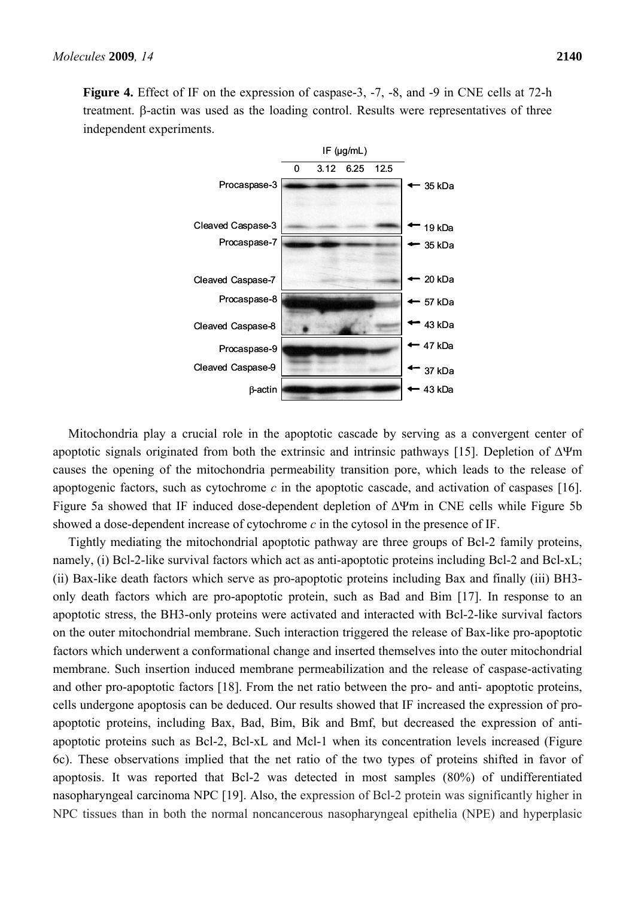**Figure 4.** Effect of IF on the expression of caspase-3, -7, -8, and -9 in CNE cells at 72-h treatment. β-actin was used as the loading control. Results were representatives of three independent experiments.

Mitochondria play a crucial role in the apoptotic cascade by serving as a convergent center of apoptotic signals originated from both the extrinsic and intrinsic pathways [15]. Depletion of $\Delta\Psi m$ causes the opening of the mitochondria permeability transition pore, which leads to the release of apoptogenic factors, such as cytochrome *c* in the apoptotic cascade, and activation of caspases [16]. Figure 5a showed that IF induced dose-dependent depletion of $\Delta\Psi m$ in CNE cells while Figure 5b showed a dose-dependent increase of cytochrome *c* in the cytosol in the presence of IF.

Tightly mediating the mitochondrial apoptotic pathway are three groups of Bcl-2 family proteins, namely, (i) Bcl-2-like survival factors which act as anti-apoptotic proteins including Bcl-2 and Bcl-xL; (ii) Bax-like death factors which serve as pro-apoptotic proteins including Bax and finally (iii) BH3-only death factors which are pro-apoptotic protein, such as Bad and Bim [17]. In response to an apoptotic stress, the BH3-only proteins were activated and interacted with Bcl-2-like survival factors on the outer mitochondrial membrane. Such interaction triggered the release of Bax-like pro-apoptotic factors which underwent a conformational change and inserted themselves into the outer mitochondrial membrane. Such insertion induced membrane permeabilization and the release of caspase-activating and other pro-apoptotic factors [18]. From the net ratio between the pro- and anti- apoptotic proteins, cells undergone apoptosis can be deduced. Our results showed that IF increased the expression of pro-apoptotic proteins, including Bax, Bad, Bim, Bik and Bmf, but decreased the expression of anti-apoptotic proteins such as Bcl-2, Bcl-xL and Mcl-1 when its concentration levels increased (Figure 6c). These observations implied that the net ratio of the two types of proteins shifted in favor of apoptosis. It was reported that Bcl-2 was detected in most samples (80%) of undifferentiated nasopharyngeal carcinoma NPC [19]. Also, the expression of Bcl-2 protein was significantly higher in NPC tissues than in both the normal noncancerous nasopharyngeal epithelia (NPE) and hyperplasic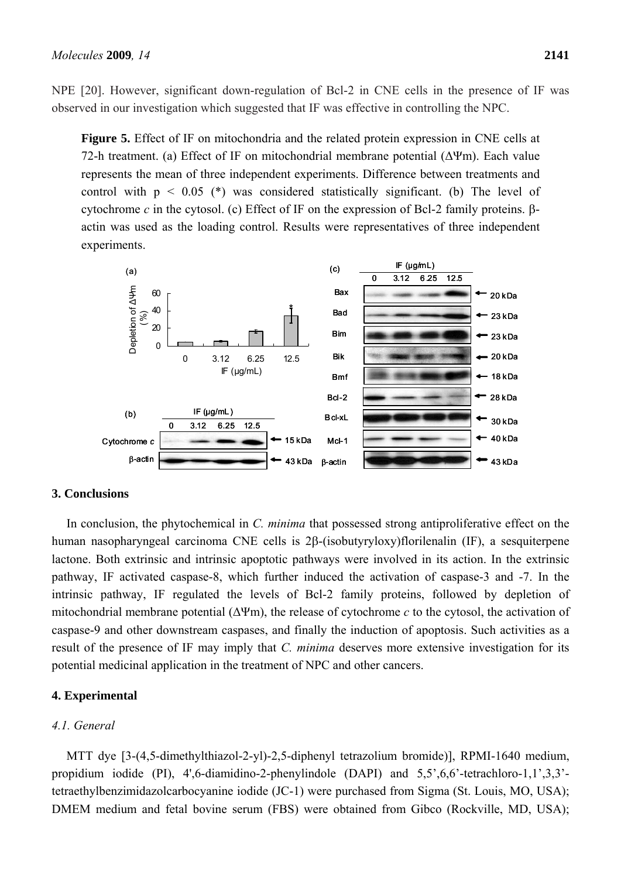NPE [20]. However, significant down-regulation of Bcl-2 in CNE cells in the presence of IF was observed in our investigation which suggested that IF was effective in controlling the NPC.

**Figure 5.** Effect of IF on mitochondria and the related protein expression in CNE cells at 72-h treatment. (a) Effect of IF on mitochondrial membrane potential ($\Delta\Psi m$). Each value represents the mean of three independent experiments. Difference between treatments and control with $p < 0.05$ (*) was considered statistically significant. (b) The level of cytochrome *c* in the cytosol. (c) Effect of IF on the expression of Bcl-2 family proteins. β-actin was used as the loading control. Results were representatives of three independent experiments.

## 3. Conclusions

In conclusion, the phytochemical in *C. minima* that possessed strong antiproliferative effect on the human nasopharyngeal carcinoma CNE cells is 2β-(isobutyryloxy)florilenalin (IF), a sesquiterpene lactone. Both extrinsic and intrinsic apoptotic pathways were involved in its action. In the extrinsic pathway, IF activated caspase-8, which further induced the activation of caspase-3 and -7. In the intrinsic pathway, IF regulated the levels of Bcl-2 family proteins, followed by depletion of mitochondrial membrane potential ($\Delta\Psi m$), the release of cytochrome *c* to the cytosol, the activation of caspase-9 and other downstream caspases, and finally the induction of apoptosis. Such activities as a result of the presence of IF may imply that *C. minima* deserves more extensive investigation for its potential medicinal application in the treatment of NPC and other cancers.

## 4. Experimental

### *4.1. General*

MTT dye [3-(4,5-dimethylthiazol-2-yl)-2,5-diphenyl tetrazolium bromide)], RPMI-1640 medium, propidium iodide (PI), 4',6-diamidino-2-phenylindole (DAPI) and 5,5',6,6'-tetrachloro-1,1',3,3'-tetraethylbenzimidazolcarbocyanine iodide (JC-1) were purchased from Sigma (St. Louis, MO, USA); DMEM medium and fetal bovine serum (FBS) were obtained from Gibco (Rockville, MD, USA);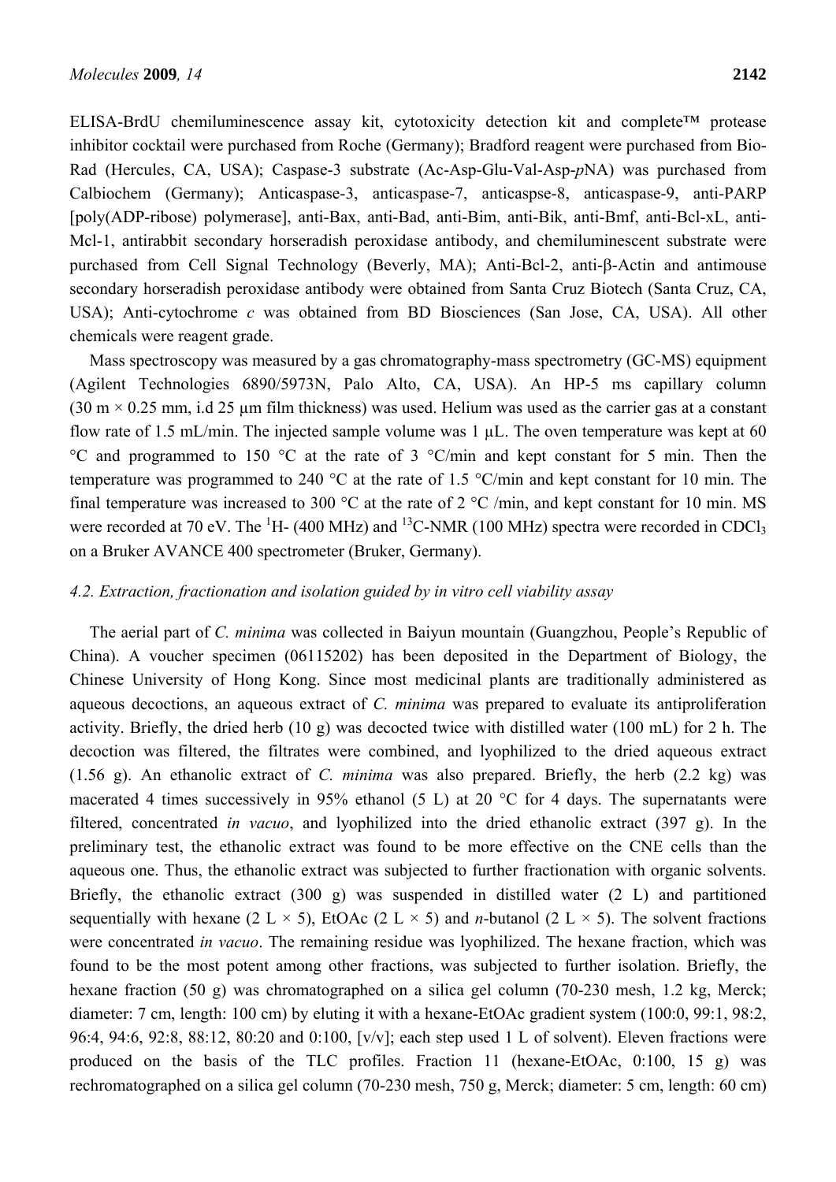ELISA-BrdU chemiluminescence assay kit, cytotoxicity detection kit and complete™ protease inhibitor cocktail were purchased from Roche (Germany); Bradford reagent were purchased from Bio-Rad (Hercules, CA, USA); Caspase-3 substrate (Ac-Asp-Glu-Val-Asp-*p*NA) was purchased from Calbiochem (Germany); Anticaspase-3, anticaspase-7, anticaspse-8, anticaspase-9, anti-PARP [poly(ADP-ribose) polymerase], anti-Bax, anti-Bad, anti-Bim, anti-Bik, anti-Bmf, anti-Bcl-xL, anti-Mcl-1, antirabbit secondary horseradish peroxidase antibody, and chemiluminescent substrate were purchased from Cell Signal Technology (Beverly, MA); Anti-Bcl-2, anti-β-Actin and antimouse secondary horseradish peroxidase antibody were obtained from Santa Cruz Biotech (Santa Cruz, CA, USA); Anti-cytochrome *c* was obtained from BD Biosciences (San Jose, CA, USA). All other chemicals were reagent grade.

Mass spectroscopy was measured by a gas chromatography-mass spectrometry (GC-MS) equipment (Agilent Technologies 6890/5973N, Palo Alto, CA, USA). An HP-5 ms capillary column (30 m × 0.25 mm, i.d 25 μm film thickness) was used. Helium was used as the carrier gas at a constant flow rate of 1.5 mL/min. The injected sample volume was 1 μL. The oven temperature was kept at 60 °C and programmed to 150 °C at the rate of 3 °C/min and kept constant for 5 min. Then the temperature was programmed to 240 °C at the rate of 1.5 °C/min and kept constant for 10 min. The final temperature was increased to 300 °C at the rate of 2 °C /min, and kept constant for 10 min. MS were recorded at 70 eV. The $^{1}$H- (400 MHz) and $^{13}$C-NMR (100 MHz) spectra were recorded in $CDCl_3$ on a Bruker AVANCE 400 spectrometer (Bruker, Germany).

### *4.2. Extraction, fractionation and isolation guided by in vitro cell viability assay*

The aerial part of *C. minima* was collected in Baiyun mountain (Guangzhou, People's Republic of China). A voucher specimen (06115202) has been deposited in the Department of Biology, the Chinese University of Hong Kong. Since most medicinal plants are traditionally administered as aqueous decoctions, an aqueous extract of *C. minima* was prepared to evaluate its antiproliferation activity. Briefly, the dried herb (10 g) was decocted twice with distilled water (100 mL) for 2 h. The decoction was filtered, the filtrates were combined, and lyophilized to the dried aqueous extract (1.56 g). An ethanolic extract of *C. minima* was also prepared. Briefly, the herb (2.2 kg) was macerated 4 times successively in 95% ethanol (5 L) at 20 °C for 4 days. The supernatants were filtered, concentrated *in vacuo*, and lyophilized into the dried ethanolic extract (397 g). In the preliminary test, the ethanolic extract was found to be more effective on the CNE cells than the aqueous one. Thus, the ethanolic extract was subjected to further fractionation with organic solvents. Briefly, the ethanolic extract (300 g) was suspended in distilled water (2 L) and partitioned sequentially with hexane (2 L × 5), EtOAc (2 L × 5) and *n*-butanol (2 L × 5). The solvent fractions were concentrated *in vacuo*. The remaining residue was lyophilized. The hexane fraction, which was found to be the most potent among other fractions, was subjected to further isolation. Briefly, the hexane fraction (50 g) was chromatographed on a silica gel column (70-230 mesh, 1.2 kg, Merck; diameter: 7 cm, length: 100 cm) by eluting it with a hexane-EtOAc gradient system (100:0, 99:1, 98:2, 96:4, 94:6, 92:8, 88:12, 80:20 and 0:100, [v/v]; each step used 1 L of solvent). Eleven fractions were produced on the basis of the TLC profiles. Fraction 11 (hexane-EtOAc, 0:100, 15 g) was rechromatographed on a silica gel column (70-230 mesh, 750 g, Merck; diameter: 5 cm, length: 60 cm)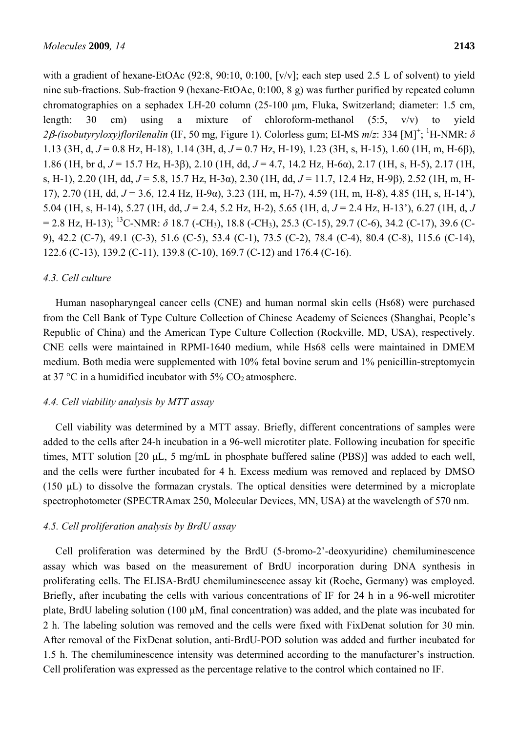with a gradient of hexane-EtOAc (92:8, 90:10, 0:100, [v/v]; each step used 2.5 L of solvent) to yield nine sub-fractions. Sub-fraction 9 (hexane-EtOAc, 0:100, 8 g) was further purified by repeated column chromatographies on a sephadex LH-20 column (25-100 μm, Fluka, Switzerland; diameter: 1.5 cm, length: 30 cm) using a mixture of chloroform-methanol (5:5, v/v) to yield *2β-(isobutyryloxy)florilenalin* (IF, 50 mg, Figure 1). Colorless gum; EI-MS *m/z*: 334 $[M]^+$; $^1$H-NMR: $\delta$ 1.13 (3H, d, $J$ = 0.8 Hz, H-18), 1.14 (3H, d, $J$ = 0.7 Hz, H-19), 1.23 (3H, s, H-15), 1.60 (1H, m, H-6β), 1.86 (1H, br d, $J$ = 15.7 Hz, H-3β), 2.10 (1H, dd, $J$ = 4.7, 14.2 Hz, H-6α), 2.17 (1H, s, H-5), 2.17 (1H, s, H-1), 2.20 (1H, dd, $J$ = 5.8, 15.7 Hz, H-3α), 2.30 (1H, dd, $J$ = 11.7, 12.4 Hz, H-9β), 2.52 (1H, m, H-17), 2.70 (1H, dd, $J$ = 3.6, 12.4 Hz, H-9α), 3.23 (1H, m, H-7), 4.59 (1H, m, H-8), 4.85 (1H, s, H-14'), 5.04 (1H, s, H-14), 5.27 (1H, dd, $J$ = 2.4, 5.2 Hz, H-2), 5.65 (1H, d, $J$ = 2.4 Hz, H-13'), 6.27 (1H, d, $J$ = 2.8 Hz, H-13); $^{13}$C-NMR: $\delta$ 18.7 ($-CH_3$), 18.8 ($-CH_3$), 25.3 (C-15), 29.7 (C-6), 34.2 (C-17), 39.6 (C-9), 42.2 (C-7), 49.1 (C-3), 51.6 (C-5), 53.4 (C-1), 73.5 (C-2), 78.4 (C-4), 80.4 (C-8), 115.6 (C-14), 122.6 (C-13), 139.2 (C-11), 139.8 (C-10), 169.7 (C-12) and 176.4 (C-16).

### 4.3. Cell culture

Human nasopharyngeal cancer cells (CNE) and human normal skin cells (Hs68) were purchased from the Cell Bank of Type Culture Collection of Chinese Academy of Sciences (Shanghai, People's Republic of China) and the American Type Culture Collection (Rockville, MD, USA), respectively. CNE cells were maintained in RPMI-1640 medium, while Hs68 cells were maintained in DMEM medium. Both media were supplemented with 10% fetal bovine serum and 1% penicillin-streptomycin at 37 °C in a humidified incubator with 5% $CO_2$ atmosphere.

### 4.4. Cell viability analysis by MTT assay

Cell viability was determined by a MTT assay. Briefly, different concentrations of samples were added to the cells after 24-h incubation in a 96-well microtiter plate. Following incubation for specific times, MTT solution [20 μL, 5 mg/mL in phosphate buffered saline (PBS)] was added to each well, and the cells were further incubated for 4 h. Excess medium was removed and replaced by DMSO (150 μL) to dissolve the formazan crystals. The optical densities were determined by a microplate spectrophotometer (SPECTRAmax 250, Molecular Devices, MN, USA) at the wavelength of 570 nm.

### 4.5. Cell proliferation analysis by BrdU assay

Cell proliferation was determined by the BrdU (5-bromo-2'-deoxyuridine) chemiluminescence assay which was based on the measurement of BrdU incorporation during DNA synthesis in proliferating cells. The ELISA-BrdU chemiluminescence assay kit (Roche, Germany) was employed. Briefly, after incubating the cells with various concentrations of IF for 24 h in a 96-well microtiter plate, BrdU labeling solution (100 μM, final concentration) was added, and the plate was incubated for 2 h. The labeling solution was removed and the cells were fixed with FixDenat solution for 30 min. After removal of the FixDenat solution, anti-BrdU-POD solution was added and further incubated for 1.5 h. The chemiluminescence intensity was determined according to the manufacturer's instruction. Cell proliferation was expressed as the percentage relative to the control which contained no IF.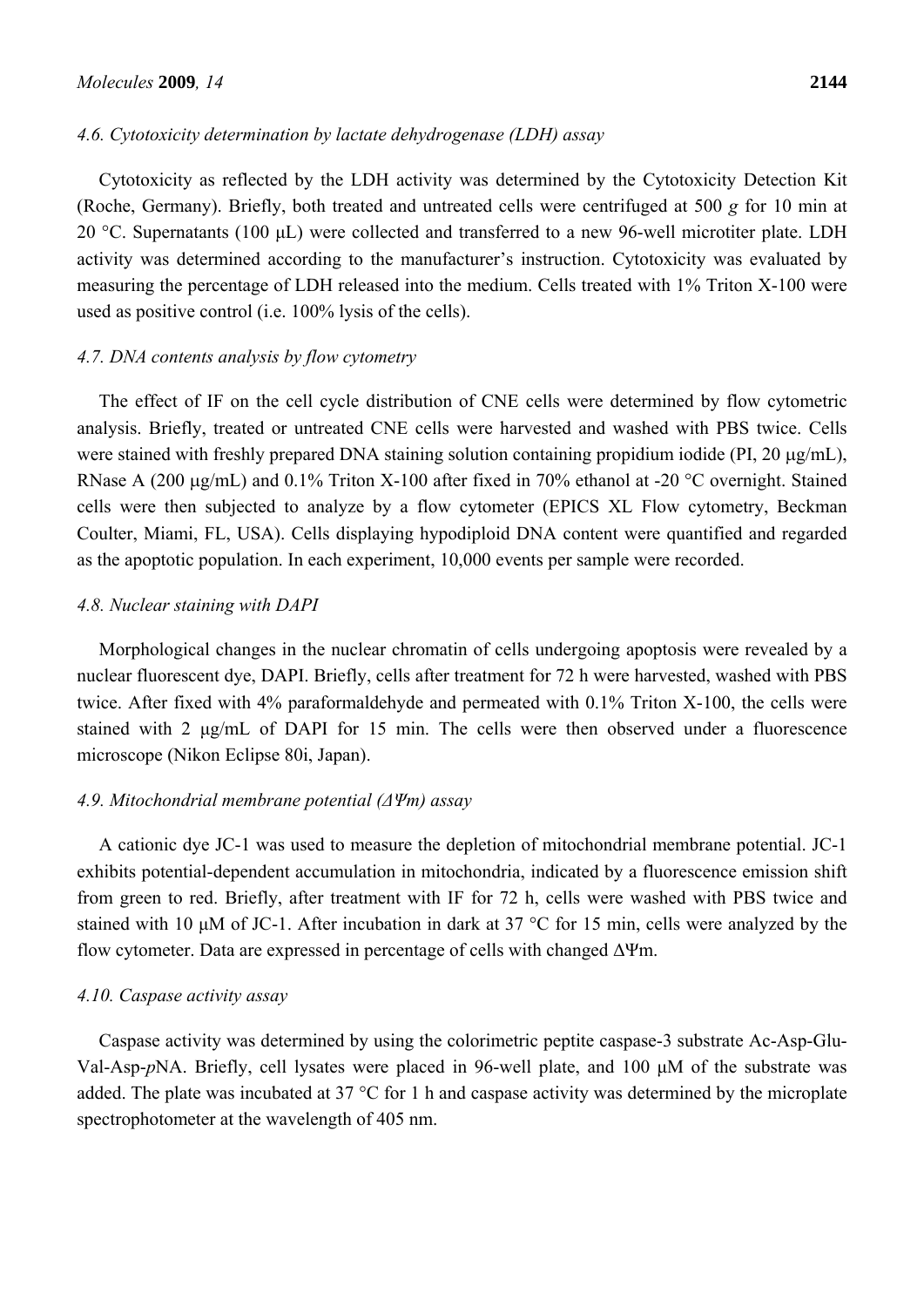### *4.6. Cytotoxicity determination by lactate dehydrogenase (LDH) assay*

Cytotoxicity as reflected by the LDH activity was determined by the Cytotoxicity Detection Kit (Roche, Germany). Briefly, both treated and untreated cells were centrifuged at 500 *g* for 10 min at 20 °C. Supernatants (100 μL) were collected and transferred to a new 96-well microtiter plate. LDH activity was determined according to the manufacturer's instruction. Cytotoxicity was evaluated by measuring the percentage of LDH released into the medium. Cells treated with 1% Triton X-100 were used as positive control (i.e. 100% lysis of the cells).

### *4.7. DNA contents analysis by flow cytometry*

The effect of IF on the cell cycle distribution of CNE cells were determined by flow cytometric analysis. Briefly, treated or untreated CNE cells were harvested and washed with PBS twice. Cells were stained with freshly prepared DNA staining solution containing propidium iodide (PI, 20 μg/mL), RNase A (200 μg/mL) and 0.1% Triton X-100 after fixed in 70% ethanol at -20 °C overnight. Stained cells were then subjected to analyze by a flow cytometer (EPICS XL Flow cytometry, Beckman Coulter, Miami, FL, USA). Cells displaying hypodiploid DNA content were quantified and regarded as the apoptotic population. In each experiment, 10,000 events per sample were recorded.

### *4.8. Nuclear staining with DAPI*

Morphological changes in the nuclear chromatin of cells undergoing apoptosis were revealed by a nuclear fluorescent dye, DAPI. Briefly, cells after treatment for 72 h were harvested, washed with PBS twice. After fixed with 4% paraformaldehyde and permeated with 0.1% Triton X-100, the cells were stained with 2 μg/mL of DAPI for 15 min. The cells were then observed under a fluorescence microscope (Nikon Eclipse 80i, Japan).

### *4.9. Mitochondrial membrane potential (ΔΨm) assay*

A cationic dye JC-1 was used to measure the depletion of mitochondrial membrane potential. JC-1 exhibits potential-dependent accumulation in mitochondria, indicated by a fluorescence emission shift from green to red. Briefly, after treatment with IF for 72 h, cells were washed with PBS twice and stained with 10 μM of JC-1. After incubation in dark at 37 °C for 15 min, cells were analyzed by the flow cytometer. Data are expressed in percentage of cells with changed ΔΨm.

### *4.10. Caspase activity assay*

Caspase activity was determined by using the colorimetric peptite caspase-3 substrate Ac-Asp-Glu-Val-Asp-*p*NA. Briefly, cell lysates were placed in 96-well plate, and 100 μM of the substrate was added. The plate was incubated at 37 °C for 1 h and caspase activity was determined by the microplate spectrophotometer at the wavelength of 405 nm.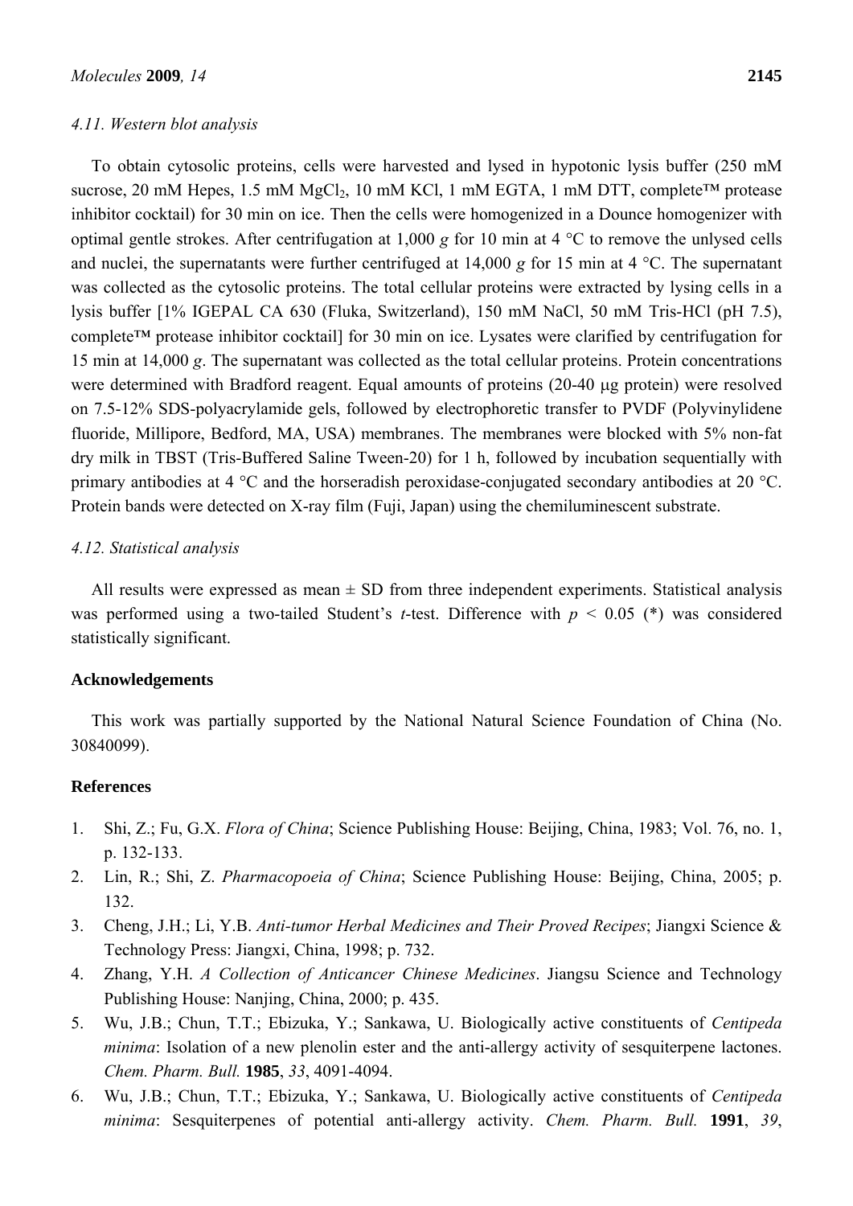### *4.11. Western blot analysis*

To obtain cytosolic proteins, cells were harvested and lysed in hypotonic lysis buffer (250 mM sucrose, 20 mM Hepes, 1.5 mM $MgCl_2$, 10 mM KCl, 1 mM EGTA, 1 mM DTT, complete™ protease inhibitor cocktail) for 30 min on ice. Then the cells were homogenized in a Dounce homogenizer with optimal gentle strokes. After centrifugation at 1,000 *g* for 10 min at 4 °C to remove the unlysed cells and nuclei, the supernatants were further centrifuged at 14,000 *g* for 15 min at 4 °C. The supernatant was collected as the cytosolic proteins. The total cellular proteins were extracted by lysing cells in a lysis buffer [1% IGEPAL CA 630 (Fluka, Switzerland), 150 mM NaCl, 50 mM Tris-HCl (pH 7.5), complete™ protease inhibitor cocktail] for 30 min on ice. Lysates were clarified by centrifugation for 15 min at 14,000 *g*. The supernatant was collected as the total cellular proteins. Protein concentrations were determined with Bradford reagent. Equal amounts of proteins (20-40 μg protein) were resolved on 7.5-12% SDS-polyacrylamide gels, followed by electrophoretic transfer to PVDF (Polyvinylidene fluoride, Millipore, Bedford, MA, USA) membranes. The membranes were blocked with 5% non-fat dry milk in TBST (Tris-Buffered Saline Tween-20) for 1 h, followed by incubation sequentially with primary antibodies at 4 °C and the horseradish peroxidase-conjugated secondary antibodies at 20 °C. Protein bands were detected on X-ray film (Fuji, Japan) using the chemiluminescent substrate.

### *4.12. Statistical analysis*

All results were expressed as mean ± SD from three independent experiments. Statistical analysis was performed using a two-tailed Student's *t*-test. Difference with $p < 0.05$ (*) was considered statistically significant.

## Acknowledgements

This work was partially supported by the National Natural Science Foundation of China (No. 30840099).

## References

1. Shi, Z.; Fu, G.X. *Flora of China*; Science Publishing House: Beijing, China, 1983; Vol. 76, no. 1, p. 132-133.
2. Lin, R.; Shi, Z. *Pharmacopoeia of China*; Science Publishing House: Beijing, China, 2005; p. 132.
3. Cheng, J.H.; Li, Y.B. *Anti-tumor Herbal Medicines and Their Proved Recipes*; Jiangxi Science & Technology Press: Jiangxi, China, 1998; p. 732.
4. Zhang, Y.H. *A Collection of Anticancer Chinese Medicines*. Jiangsu Science and Technology Publishing House: Nanjing, China, 2000; p. 435.
5. Wu, J.B.; Chun, T.T.; Ebizuka, Y.; Sankawa, U. Biologically active constituents of *Centipeda minima*: Isolation of a new plenolin ester and the anti-allergy activity of sesquiterpene lactones. *Chem. Pharm. Bull.* **1985**, *33*, 4091-4094.
6. Wu, J.B.; Chun, T.T.; Ebizuka, Y.; Sankawa, U. Biologically active constituents of *Centipeda minima*: Sesquiterpenes of potential anti-allergy activity. *Chem. Pharm. Bull.* **1991**, *39*,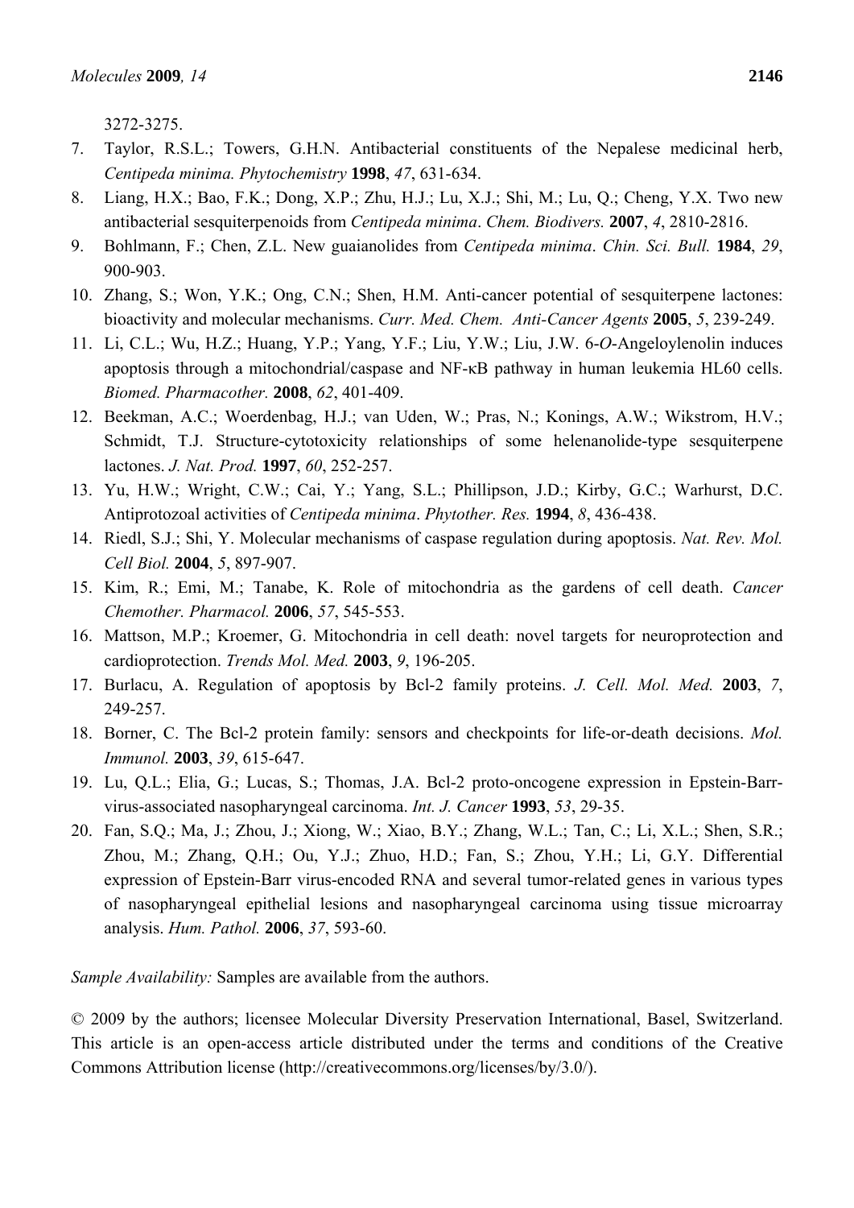3272-3275.

7. Taylor, R.S.L.; Towers, G.H.N. Antibacterial constituents of the Nepalese medicinal herb, *Centipeda minima. Phytochemistry* **1998**, *47*, 631-634.
8. Liang, H.X.; Bao, F.K.; Dong, X.P.; Zhu, H.J.; Lu, X.J.; Shi, M.; Lu, Q.; Cheng, Y.X. Two new antibacterial sesquiterpenoids from *Centipeda minima*. *Chem. Biodivers.* **2007**, *4*, 2810-2816.
9. Bohlmann, F.; Chen, Z.L. New guaianolides from *Centipeda minima*. *Chin. Sci. Bull.* **1984**, *29*, 900-903.
10. Zhang, S.; Won, Y.K.; Ong, C.N.; Shen, H.M. Anti-cancer potential of sesquiterpene lactones: bioactivity and molecular mechanisms. *Curr. Med. Chem. Anti-Cancer Agents* **2005**, *5*, 239-249.
11. Li, C.L.; Wu, H.Z.; Huang, Y.P.; Yang, Y.F.; Liu, Y.W.; Liu, J.W. 6-*O*-Angeloylenolin induces apoptosis through a mitochondrial/caspase and NF-κB pathway in human leukemia HL60 cells. *Biomed. Pharmacother.* **2008**, *62*, 401-409.
12. Beekman, A.C.; Woerdenbag, H.J.; van Uden, W.; Pras, N.; Konings, A.W.; Wikstrom, H.V.; Schmidt, T.J. Structure-cytotoxicity relationships of some helenanolide-type sesquiterpene lactones. *J. Nat. Prod.* **1997**, *60*, 252-257.
13. Yu, H.W.; Wright, C.W.; Cai, Y.; Yang, S.L.; Phillipson, J.D.; Kirby, G.C.; Warhurst, D.C. Antiprotozoal activities of *Centipeda minima*. *Phytother. Res.* **1994**, *8*, 436-438.
14. Riedl, S.J.; Shi, Y. Molecular mechanisms of caspase regulation during apoptosis. *Nat. Rev. Mol. Cell Biol.* **2004**, *5*, 897-907.
15. Kim, R.; Emi, M.; Tanabe, K. Role of mitochondria as the gardens of cell death. *Cancer Chemother. Pharmacol.* **2006**, *57*, 545-553.
16. Mattson, M.P.; Kroemer, G. Mitochondria in cell death: novel targets for neuroprotection and cardioprotection. *Trends Mol. Med.* **2003**, *9*, 196-205.
17. Burlacu, A. Regulation of apoptosis by Bcl-2 family proteins. *J. Cell. Mol. Med.* **2003**, *7*, 249-257.
18. Borner, C. The Bcl-2 protein family: sensors and checkpoints for life-or-death decisions. *Mol. Immunol.* **2003**, *39*, 615-647.
19. Lu, Q.L.; Elia, G.; Lucas, S.; Thomas, J.A. Bcl-2 proto-oncogene expression in Epstein-Barr-virus-associated nasopharyngeal carcinoma. *Int. J. Cancer* **1993**, *53*, 29-35.
20. Fan, S.Q.; Ma, J.; Zhou, J.; Xiong, W.; Xiao, B.Y.; Zhang, W.L.; Tan, C.; Li, X.L.; Shen, S.R.; Zhou, M.; Zhang, Q.H.; Ou, Y.J.; Zhuo, H.D.; Fan, S.; Zhou, Y.H.; Li, G.Y. Differential expression of Epstein-Barr virus-encoded RNA and several tumor-related genes in various types of nasopharyngeal epithelial lesions and nasopharyngeal carcinoma using tissue microarray analysis. *Hum. Pathol.* **2006**, *37*, 593-60.

*Sample Availability:* Samples are available from the authors.

© 2009 by the authors; licensee Molecular Diversity Preservation International, Basel, Switzerland. This article is an open-access article distributed under the terms and conditions of the Creative Commons Attribution license (http://creativecommons.org/licenses/by/3.0/).